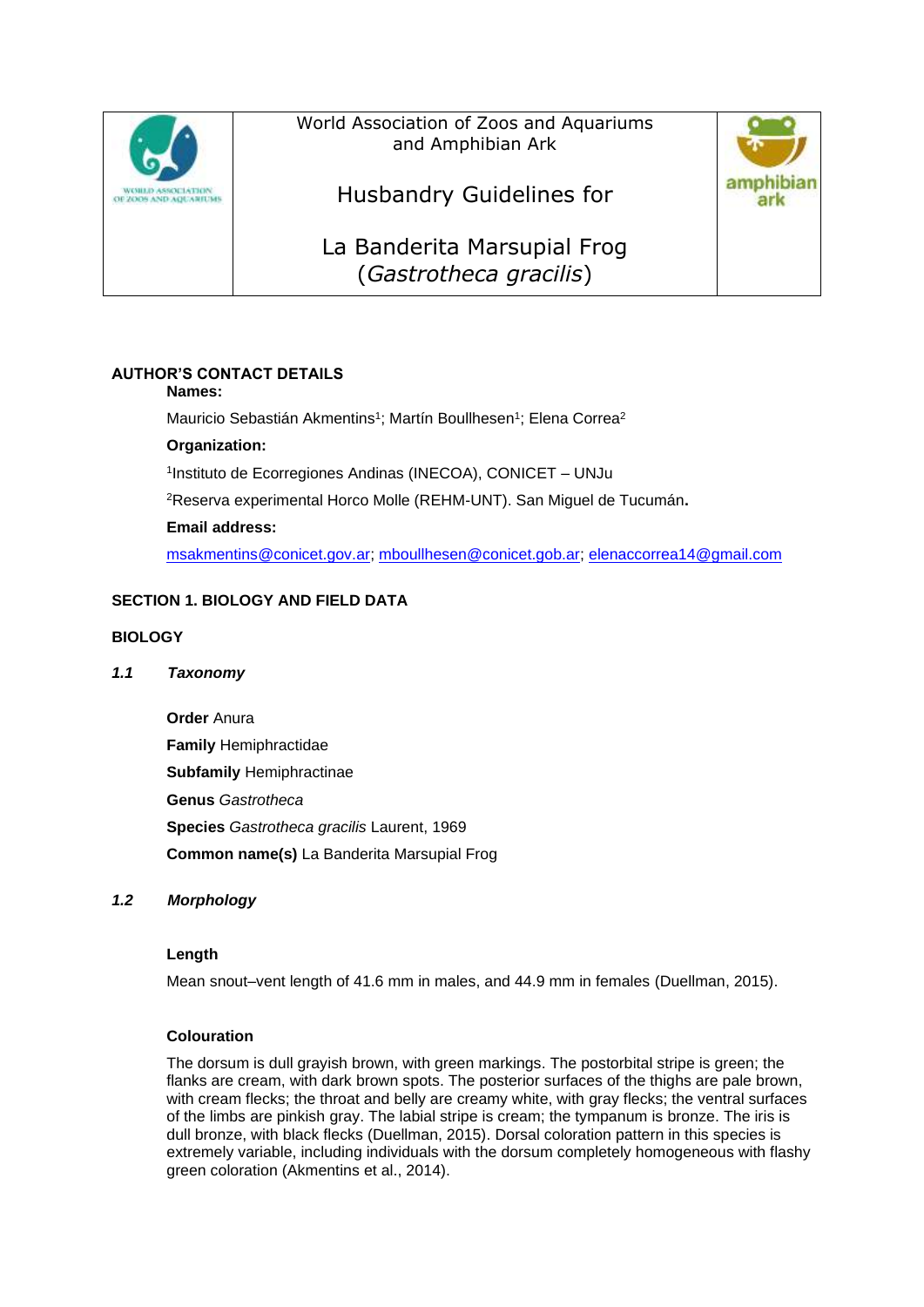World Association of Zoos and Aquariums and Amphibian Ark

# Husbandry Guidelines for

# La Banderita Marsupial Frog (*Gastrotheca gracilis*)

**AUTHOR'S CONTACT DETAILS**

**Names:**

Mauricio Sebastián Akmentins[1]; Martín Boullhesen[1]; Elena Correa[2]

**Organization:**

[1]Instituto de Ecorregiones Andinas (INECOA), CONICET – UNJu

[2]Reserva experimental Horco Molle (REHM-UNT). San Miguel de Tucumán**.**

**Email address:**

msakmentins@conicet.gov.ar; mboullhesen@conicet.gob.ar; elenaccorrea14@gmail.com

## SECTION 1. BIOLOGY AND FIELD DATA

## BIOLOGY

### *1.1 Taxonomy*

**Order** Anura

**Family** Hemiphractidae

**Subfamily** Hemiphractinae

**Genus** *Gastrotheca*

**Species** *Gastrotheca gracilis* Laurent, 1969

**Common name(s)** La Banderita Marsupial Frog

### *1.2 Morphology*

**Length**

Mean snout–vent length of 41.6 mm in males, and 44.9 mm in females (Duellman, 2015).

**Colouration**

The dorsum is dull grayish brown, with green markings. The postorbital stripe is green; the flanks are cream, with dark brown spots. The posterior surfaces of the thighs are pale brown, with cream flecks; the throat and belly are creamy white, with gray flecks; the ventral surfaces of the limbs are pinkish gray. The labial stripe is cream; the tympanum is bronze. The iris is dull bronze, with black flecks (Duellman, 2015). Dorsal coloration pattern in this species is extremely variable, including individuals with the dorsum completely homogeneous with flashy green coloration (Akmentins et al., 2014).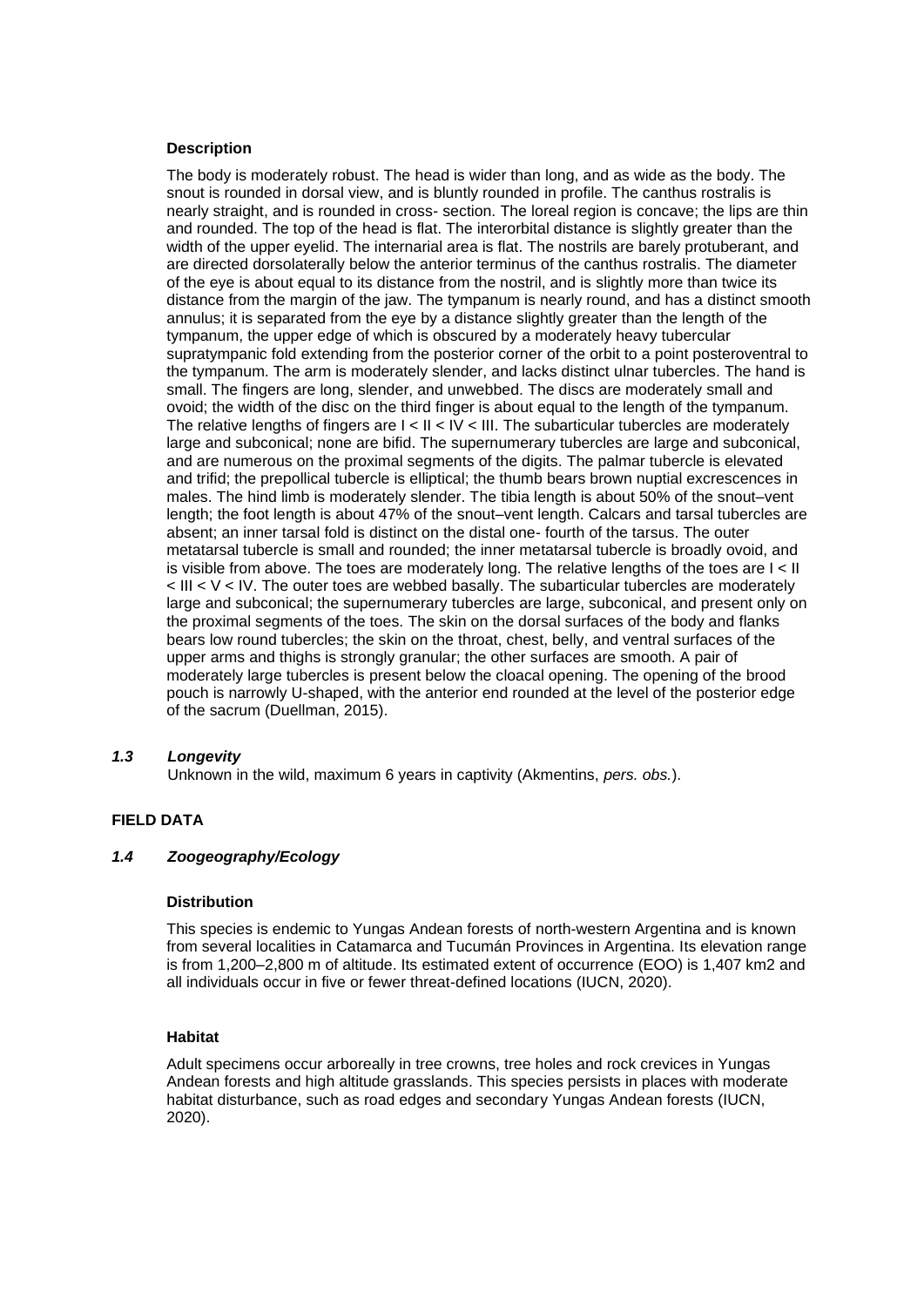### Description

The body is moderately robust. The head is wider than long, and as wide as the body. The snout is rounded in dorsal view, and is bluntly rounded in profile. The canthus rostralis is nearly straight, and is rounded in cross- section. The loreal region is concave; the lips are thin and rounded. The top of the head is flat. The interorbital distance is slightly greater than the width of the upper eyelid. The internarial area is flat. The nostrils are barely protuberant, and are directed dorsolaterally below the anterior terminus of the canthus rostralis. The diameter of the eye is about equal to its distance from the nostril, and is slightly more than twice its distance from the margin of the jaw. The tympanum is nearly round, and has a distinct smooth annulus; it is separated from the eye by a distance slightly greater than the length of the tympanum, the upper edge of which is obscured by a moderately heavy tubercular supratympanic fold extending from the posterior corner of the orbit to a point posteroventral to the tympanum. The arm is moderately slender, and lacks distinct ulnar tubercles. The hand is small. The fingers are long, slender, and unwebbed. The discs are moderately small and ovoid; the width of the disc on the third finger is about equal to the length of the tympanum. The relative lengths of fingers are I < II < IV < III. The subarticular tubercles are moderately large and subconical; none are bifid. The supernumerary tubercles are large and subconical, and are numerous on the proximal segments of the digits. The palmar tubercle is elevated and trifid; the prepollical tubercle is elliptical; the thumb bears brown nuptial excrescences in males. The hind limb is moderately slender. The tibia length is about 50% of the snout–vent length; the foot length is about 47% of the snout–vent length. Calcars and tarsal tubercles are absent; an inner tarsal fold is distinct on the distal one- fourth of the tarsus. The outer metatarsal tubercle is small and rounded; the inner metatarsal tubercle is broadly ovoid, and is visible from above. The toes are moderately long. The relative lengths of the toes are I < II < III < V < IV. The outer toes are webbed basally. The subarticular tubercles are moderately large and subconical; the supernumerary tubercles are large, subconical, and present only on the proximal segments of the toes. The skin on the dorsal surfaces of the body and flanks bears low round tubercles; the skin on the throat, chest, belly, and ventral surfaces of the upper arms and thighs is strongly granular; the other surfaces are smooth. A pair of moderately large tubercles is present below the cloacal opening. The opening of the brood pouch is narrowly U-shaped, with the anterior end rounded at the level of the posterior edge of the sacrum (Duellman, 2015).

### *1.3 Longevity*

Unknown in the wild, maximum 6 years in captivity (Akmentins, *pers. obs.*).

## FIELD DATA

### *1.4 Zoogeography/Ecology*

#### Distribution

This species is endemic to Yungas Andean forests of north-western Argentina and is known from several localities in Catamarca and Tucumán Provinces in Argentina. Its elevation range is from 1,200–2,800 m of altitude. Its estimated extent of occurrence (EOO) is 1,407 km2 and all individuals occur in five or fewer threat-defined locations (IUCN, 2020).

#### Habitat

Adult specimens occur arboreally in tree crowns, tree holes and rock crevices in Yungas Andean forests and high altitude grasslands. This species persists in places with moderate habitat disturbance, such as road edges and secondary Yungas Andean forests (IUCN, 2020).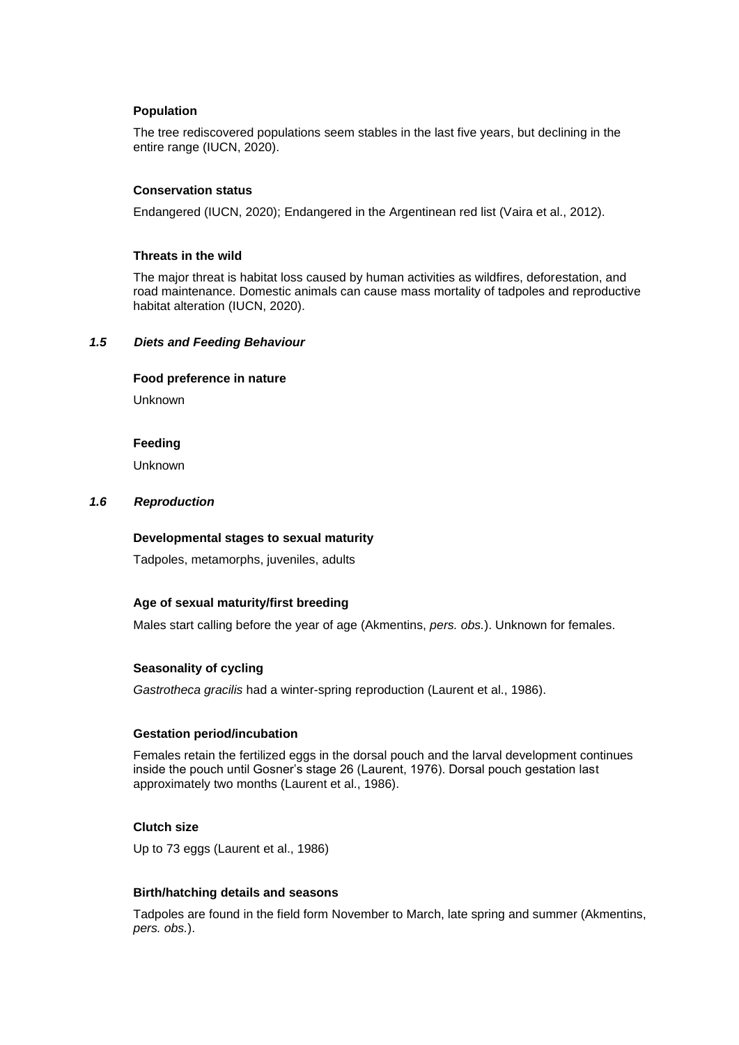#### Population

The tree rediscovered populations seem stables in the last five years, but declining in the entire range (IUCN, 2020).

#### Conservation status

Endangered (IUCN, 2020); Endangered in the Argentinean red list (Vaira et al., 2012).

#### Threats in the wild

The major threat is habitat loss caused by human activities as wildfires, deforestation, and road maintenance. Domestic animals can cause mass mortality of tadpoles and reproductive habitat alteration (IUCN, 2020).

### *1.5 Diets and Feeding Behaviour*

#### Food preference in nature

Unknown

#### Feeding

Unknown

### *1.6 Reproduction*

#### Developmental stages to sexual maturity

Tadpoles, metamorphs, juveniles, adults

#### Age of sexual maturity/first breeding

Males start calling before the year of age (Akmentins, *pers. obs.*). Unknown for females.

#### Seasonality of cycling

*Gastrotheca gracilis* had a winter-spring reproduction (Laurent et al., 1986).

#### Gestation period/incubation

Females retain the fertilized eggs in the dorsal pouch and the larval development continues inside the pouch until Gosner's stage 26 (Laurent, 1976). Dorsal pouch gestation last approximately two months (Laurent et al., 1986).

#### Clutch size

Up to 73 eggs (Laurent et al., 1986)

#### Birth/hatching details and seasons

Tadpoles are found in the field form November to March, late spring and summer (Akmentins, *pers. obs.*).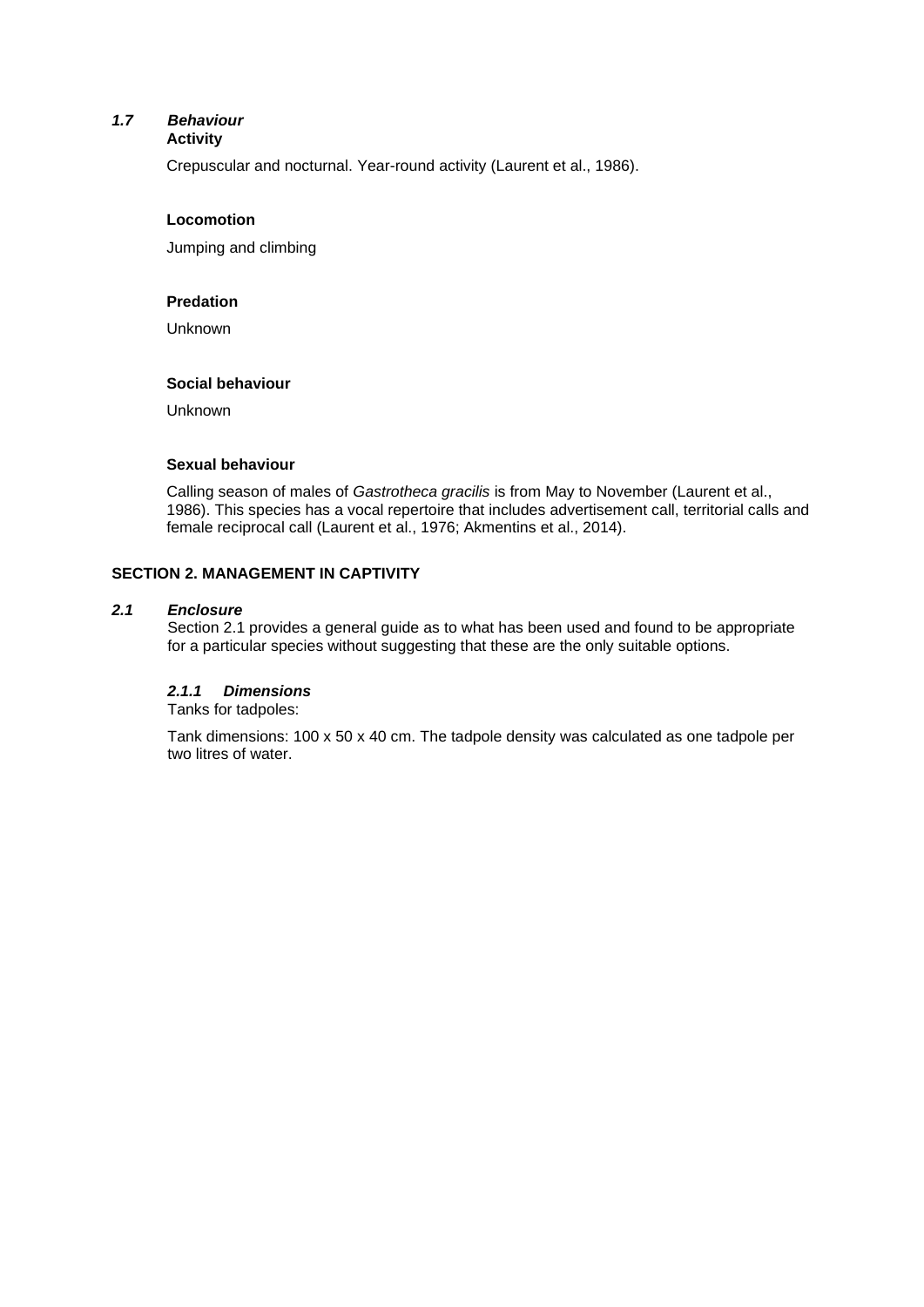### *1.7 Behaviour*

**Activity**

Crepuscular and nocturnal. Year-round activity (Laurent et al., 1986).

**Locomotion**

Jumping and climbing

**Predation**

Unknown

**Social behaviour**

Unknown

**Sexual behaviour**

Calling season of males of *Gastrotheca gracilis* is from May to November (Laurent et al., 1986). This species has a vocal repertoire that includes advertisement call, territorial calls and female reciprocal call (Laurent et al., 1976; Akmentins et al., 2014).

## SECTION 2. MANAGEMENT IN CAPTIVITY

### *2.1 Enclosure*

Section 2.1 provides a general guide as to what has been used and found to be appropriate for a particular species without suggesting that these are the only suitable options.

#### *2.1.1 Dimensions*

Tanks for tadpoles:

Tank dimensions: 100 x 50 x 40 cm. The tadpole density was calculated as one tadpole per two litres of water.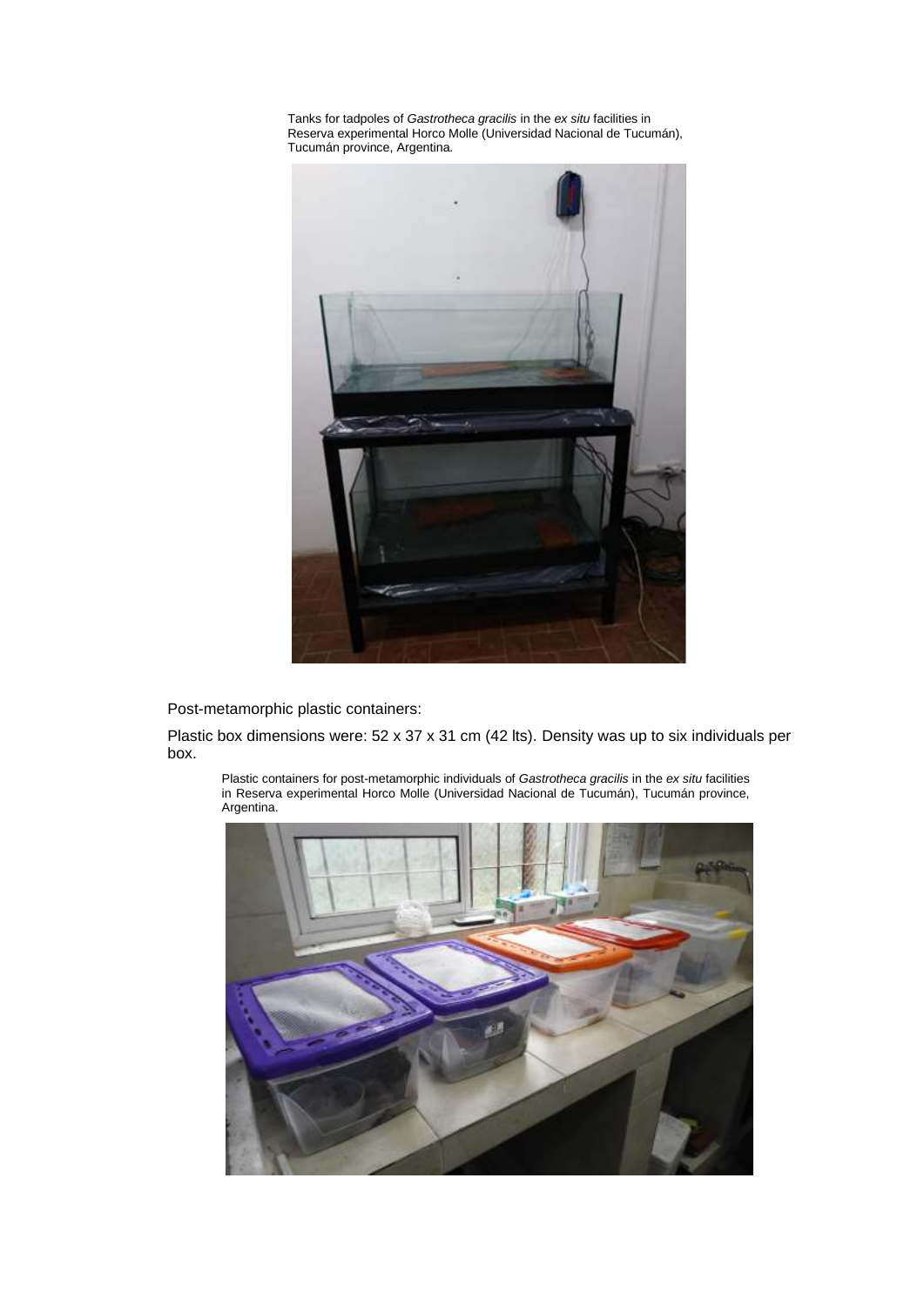Tanks for tadpoles of *Gastrotheca gracilis* in the *ex situ* facilities in Reserva experimental Horco Molle (Universidad Nacional de Tucumán), Tucumán province, Argentina.

Post-metamorphic plastic containers:

Plastic box dimensions were: 52 x 37 x 31 cm (42 lts). Density was up to six individuals per box.

Plastic containers for post-metamorphic individuals of *Gastrotheca gracilis* in the *ex situ* facilities in Reserva experimental Horco Molle (Universidad Nacional de Tucumán), Tucumán province, Argentina.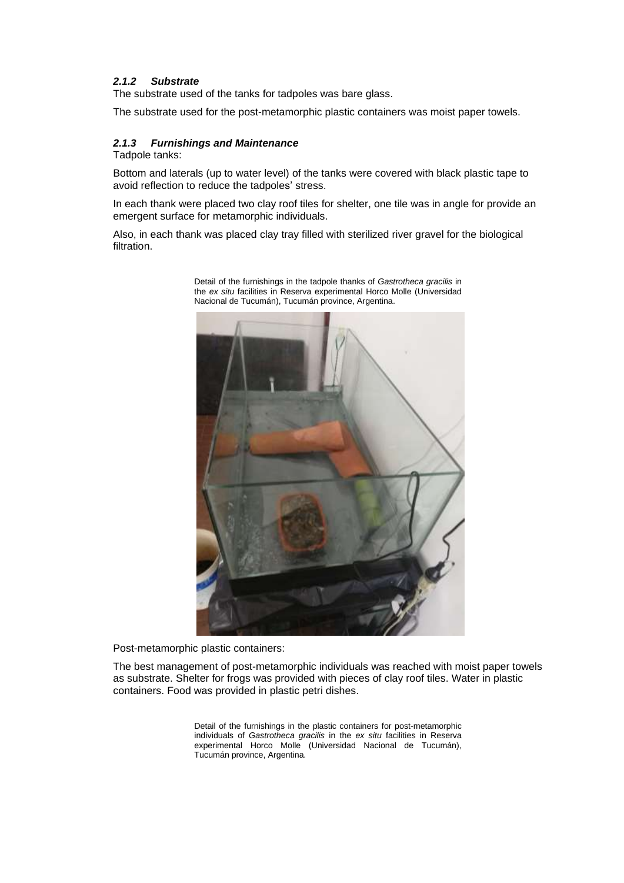#### *2.1.2 Substrate*

The substrate used of the tanks for tadpoles was bare glass.

The substrate used for the post-metamorphic plastic containers was moist paper towels.

#### *2.1.3 Furnishings and Maintenance*

Tadpole tanks:

Bottom and laterals (up to water level) of the tanks were covered with black plastic tape to avoid reflection to reduce the tadpoles' stress.

In each thank were placed two clay roof tiles for shelter, one tile was in angle for provide an emergent surface for metamorphic individuals.

Also, in each thank was placed clay tray filled with sterilized river gravel for the biological filtration.

Detail of the furnishings in the tadpole thanks of *Gastrotheca gracilis* in the *ex situ* facilities in Reserva experimental Horco Molle (Universidad Nacional de Tucumán), Tucumán province, Argentina.

Post-metamorphic plastic containers:

The best management of post-metamorphic individuals was reached with moist paper towels as substrate. Shelter for frogs was provided with pieces of clay roof tiles. Water in plastic containers. Food was provided in plastic petri dishes.

Detail of the furnishings in the plastic containers for post-metamorphic individuals of *Gastrotheca gracilis* in the *ex situ* facilities in Reserva experimental Horco Molle (Universidad Nacional de Tucumán), Tucumán province, Argentina.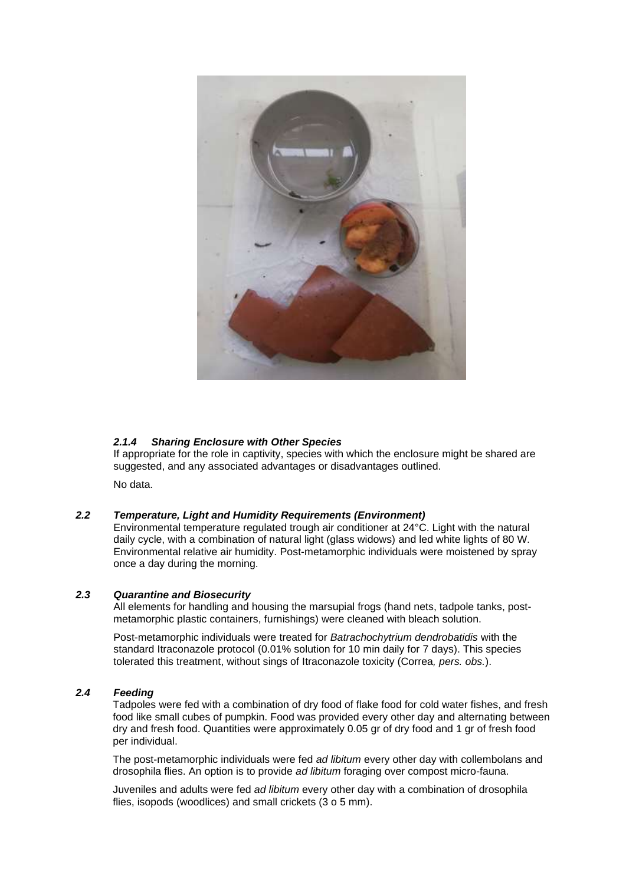### *2.1.4 Sharing Enclosure with Other Species*

If appropriate for the role in captivity, species with which the enclosure might be shared are suggested, and any associated advantages or disadvantages outlined.

No data.

### *2.2 Temperature, Light and Humidity Requirements (Environment)*

Environmental temperature regulated trough air conditioner at 24°C. Light with the natural daily cycle, with a combination of natural light (glass widows) and led white lights of 80 W. Environmental relative air humidity. Post-metamorphic individuals were moistened by spray once a day during the morning.

### *2.3 Quarantine and Biosecurity*

All elements for handling and housing the marsupial frogs (hand nets, tadpole tanks, post-metamorphic plastic containers, furnishings) were cleaned with bleach solution.

Post-metamorphic individuals were treated for *Batrachochytrium dendrobatidis* with the standard Itraconazole protocol (0.01% solution for 10 min daily for 7 days). This species tolerated this treatment, without sings of Itraconazole toxicity (Correa*, pers. obs.*).

### *2.4 Feeding*

Tadpoles were fed with a combination of dry food of flake food for cold water fishes, and fresh food like small cubes of pumpkin. Food was provided every other day and alternating between dry and fresh food. Quantities were approximately 0.05 gr of dry food and 1 gr of fresh food per individual.

The post-metamorphic individuals were fed *ad libitum* every other day with collembolans and drosophila flies. An option is to provide *ad libitum* foraging over compost micro-fauna.

Juveniles and adults were fed *ad libitum* every other day with a combination of drosophila flies, isopods (woodlices) and small crickets (3 o 5 mm).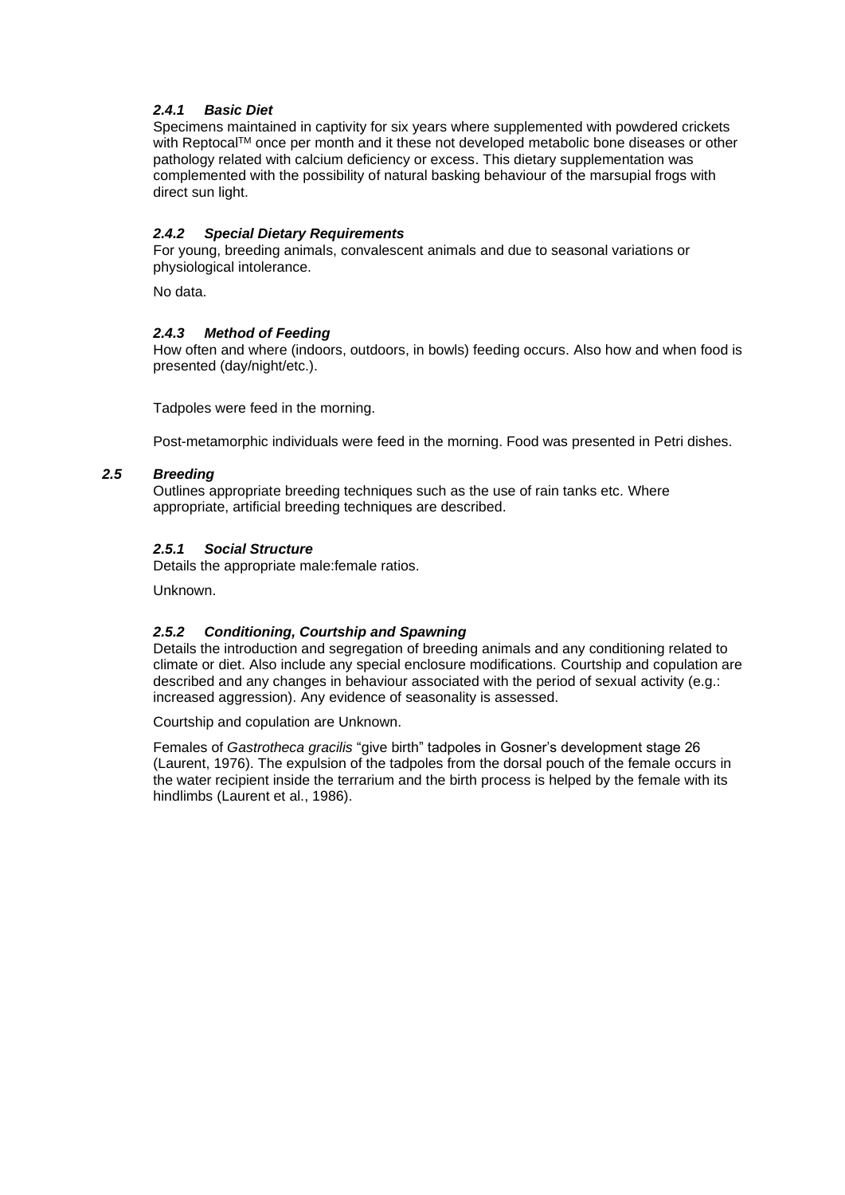#### *2.4.1 Basic Diet*

Specimens maintained in captivity for six years where supplemented with powdered crickets with Reptocal$^{TM}$ once per month and it these not developed metabolic bone diseases or other pathology related with calcium deficiency or excess. This dietary supplementation was complemented with the possibility of natural basking behaviour of the marsupial frogs with direct sun light.

#### *2.4.2 Special Dietary Requirements*

For young, breeding animals, convalescent animals and due to seasonal variations or physiological intolerance.

No data.

#### *2.4.3 Method of Feeding*

How often and where (indoors, outdoors, in bowls) feeding occurs. Also how and when food is presented (day/night/etc.).

Tadpoles were feed in the morning.

Post-metamorphic individuals were feed in the morning. Food was presented in Petri dishes.

### *2.5 Breeding*

Outlines appropriate breeding techniques such as the use of rain tanks etc. Where appropriate, artificial breeding techniques are described.

#### *2.5.1 Social Structure*

Details the appropriate male:female ratios.

Unknown.

#### *2.5.2 Conditioning, Courtship and Spawning*

Details the introduction and segregation of breeding animals and any conditioning related to climate or diet. Also include any special enclosure modifications. Courtship and copulation are described and any changes in behaviour associated with the period of sexual activity (e.g.: increased aggression). Any evidence of seasonality is assessed.

Courtship and copulation are Unknown.

Females of *Gastrotheca gracilis* "give birth" tadpoles in Gosner's development stage 26 (Laurent, 1976). The expulsion of the tadpoles from the dorsal pouch of the female occurs in the water recipient inside the terrarium and the birth process is helped by the female with its hindlimbs (Laurent et al., 1986).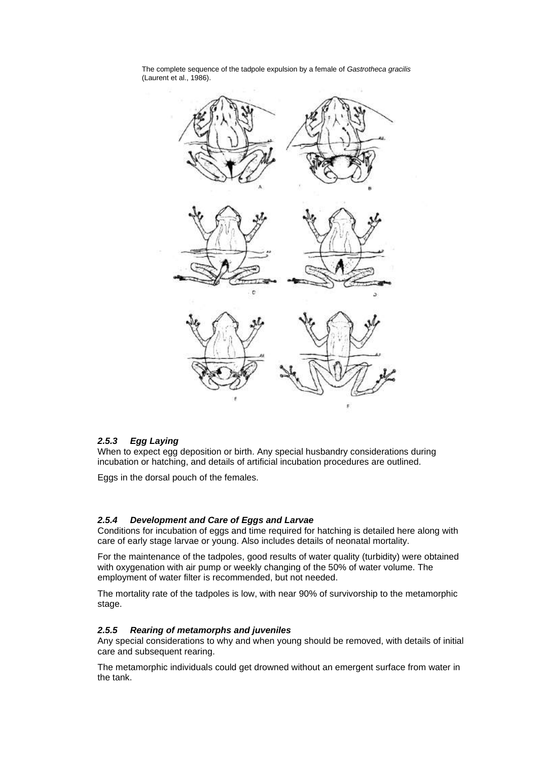The complete sequence of the tadpole expulsion by a female of *Gastrotheca gracilis* (Laurent et al., 1986).

### *2.5.3 Egg Laying*

When to expect egg deposition or birth. Any special husbandry considerations during incubation or hatching, and details of artificial incubation procedures are outlined.

Eggs in the dorsal pouch of the females.

### *2.5.4 Development and Care of Eggs and Larvae*

Conditions for incubation of eggs and time required for hatching is detailed here along with care of early stage larvae or young. Also includes details of neonatal mortality.

For the maintenance of the tadpoles, good results of water quality (turbidity) were obtained with oxygenation with air pump or weekly changing of the 50% of water volume. The employment of water filter is recommended, but not needed.

The mortality rate of the tadpoles is low, with near 90% of survivorship to the metamorphic stage.

### *2.5.5 Rearing of metamorphs and juveniles*

Any special considerations to why and when young should be removed, with details of initial care and subsequent rearing.

The metamorphic individuals could get drowned without an emergent surface from water in the tank.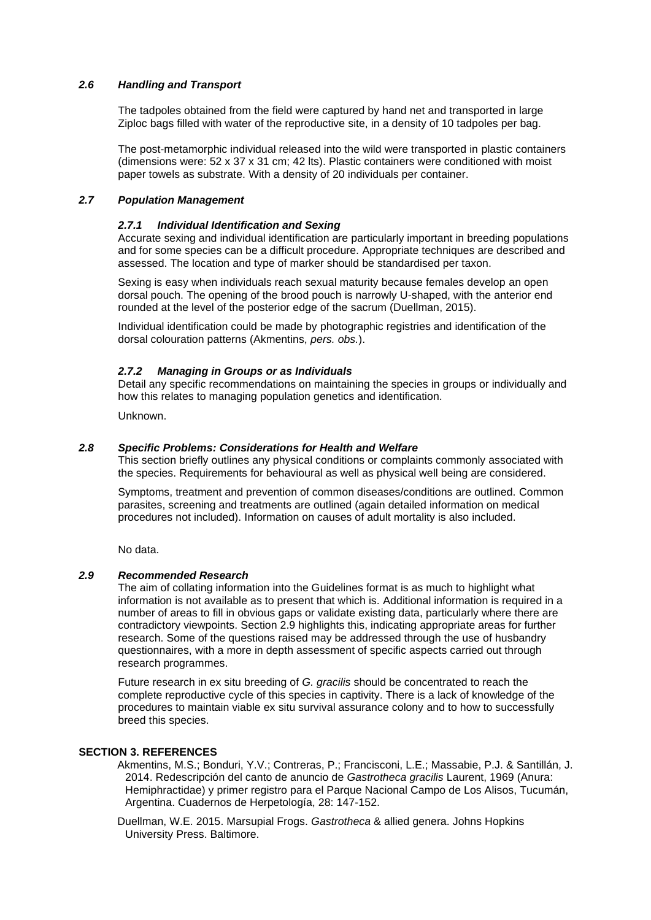### *2.6 Handling and Transport*

The tadpoles obtained from the field were captured by hand net and transported in large Ziploc bags filled with water of the reproductive site, in a density of 10 tadpoles per bag.

The post-metamorphic individual released into the wild were transported in plastic containers (dimensions were: 52 x 37 x 31 cm; 42 lts). Plastic containers were conditioned with moist paper towels as substrate. With a density of 20 individuals per container.

### *2.7 Population Management*

#### *2.7.1 Individual Identification and Sexing*

Accurate sexing and individual identification are particularly important in breeding populations and for some species can be a difficult procedure. Appropriate techniques are described and assessed. The location and type of marker should be standardised per taxon.

Sexing is easy when individuals reach sexual maturity because females develop an open dorsal pouch. The opening of the brood pouch is narrowly U-shaped, with the anterior end rounded at the level of the posterior edge of the sacrum (Duellman, 2015).

Individual identification could be made by photographic registries and identification of the dorsal colouration patterns (Akmentins, *pers. obs.*).

#### *2.7.2 Managing in Groups or as Individuals*

Detail any specific recommendations on maintaining the species in groups or individually and how this relates to managing population genetics and identification.

Unknown.

### *2.8 Specific Problems: Considerations for Health and Welfare*

This section briefly outlines any physical conditions or complaints commonly associated with the species. Requirements for behavioural as well as physical well being are considered.

Symptoms, treatment and prevention of common diseases/conditions are outlined. Common parasites, screening and treatments are outlined (again detailed information on medical procedures not included). Information on causes of adult mortality is also included.

No data.

### *2.9 Recommended Research*

The aim of collating information into the Guidelines format is as much to highlight what information is not available as to present that which is. Additional information is required in a number of areas to fill in obvious gaps or validate existing data, particularly where there are contradictory viewpoints. Section 2.9 highlights this, indicating appropriate areas for further research. Some of the questions raised may be addressed through the use of husbandry questionnaires, with a more in depth assessment of specific aspects carried out through research programmes.

Future research in ex situ breeding of *G. gracilis* should be concentrated to reach the complete reproductive cycle of this species in captivity. There is a lack of knowledge of the procedures to maintain viable ex situ survival assurance colony and to how to successfully breed this species.

## SECTION 3. REFERENCES

Akmentins, M.S.; Bonduri, Y.V.; Contreras, P.; Francisconi, L.E.; Massabie, P.J. & Santillán, J. 2014. Redescripción del canto de anuncio de *Gastrotheca gracilis* Laurent, 1969 (Anura: Hemiphractidae) y primer registro para el Parque Nacional Campo de Los Alisos, Tucumán, Argentina. Cuadernos de Herpetología, 28: 147-152.

Duellman, W.E. 2015. Marsupial Frogs. *Gastrotheca* & allied genera. Johns Hopkins University Press. Baltimore.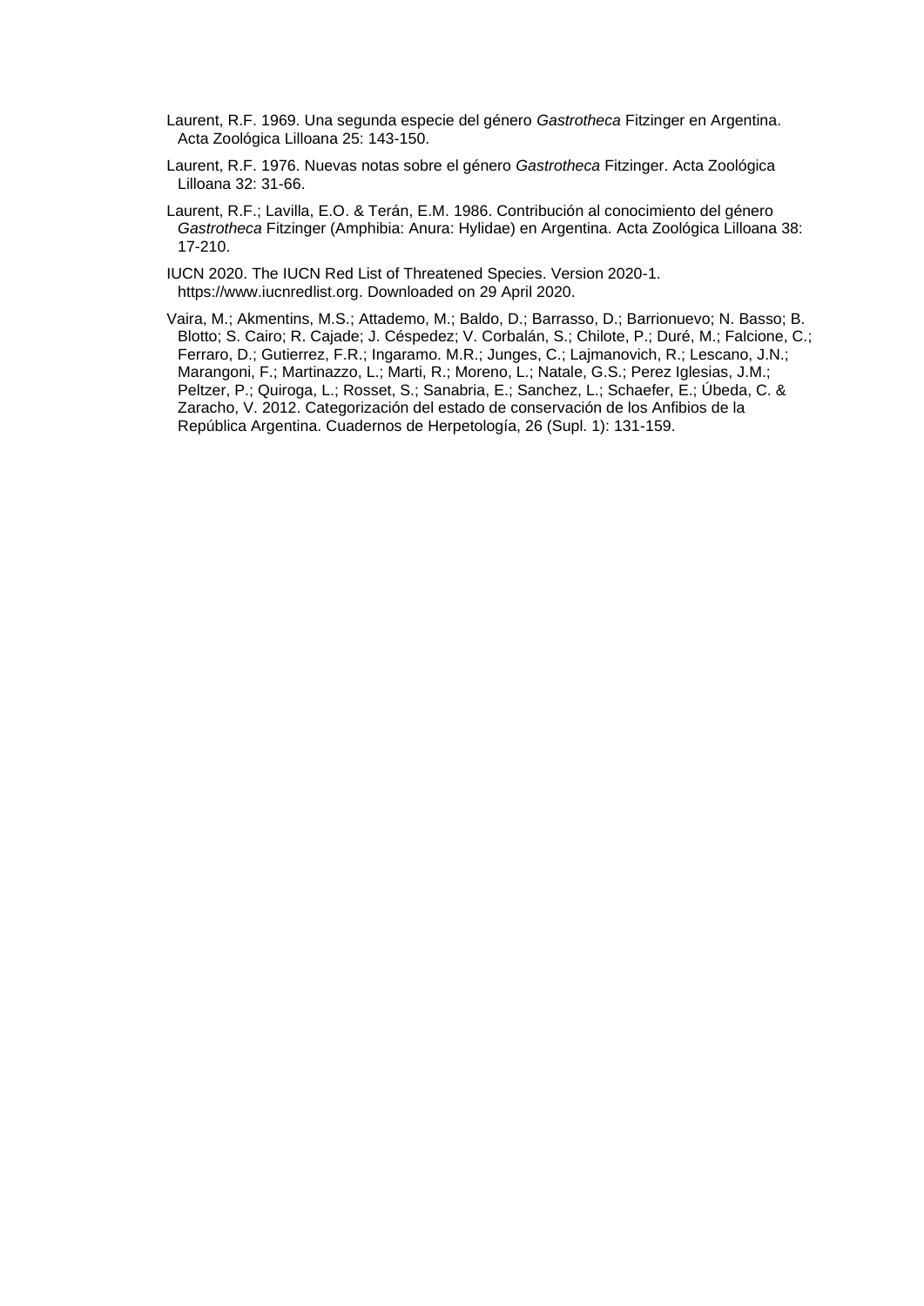Laurent, R.F. 1969. Una segunda especie del género *Gastrotheca* Fitzinger en Argentina. Acta Zoológica Lilloana 25: 143-150.

Laurent, R.F. 1976. Nuevas notas sobre el género *Gastrotheca* Fitzinger. Acta Zoológica Lilloana 32: 31-66.

Laurent, R.F.; Lavilla, E.O. & Terán, E.M. 1986. Contribución al conocimiento del género *Gastrotheca* Fitzinger (Amphibia: Anura: Hylidae) en Argentina. Acta Zoológica Lilloana 38: 17-210.

IUCN 2020. The IUCN Red List of Threatened Species. Version 2020-1. https://www.iucnredlist.org. Downloaded on 29 April 2020.

Vaira, M.; Akmentins, M.S.; Attademo, M.; Baldo, D.; Barrasso, D.; Barrionuevo; N. Basso; B. Blotto; S. Cairo; R. Cajade; J. Céspedez; V. Corbalán, S.; Chilote, P.; Duré, M.; Falcione, C.; Ferraro, D.; Gutierrez, F.R.; Ingaramo. M.R.; Junges, C.; Lajmanovich, R.; Lescano, J.N.; Marangoni, F.; Martinazzo, L.; Marti, R.; Moreno, L.; Natale, G.S.; Perez Iglesias, J.M.; Peltzer, P.; Quiroga, L.; Rosset, S.; Sanabria, E.; Sanchez, L.; Schaefer, E.; Úbeda, C. & Zaracho, V. 2012. Categorización del estado de conservación de los Anfibios de la República Argentina. Cuadernos de Herpetología, 26 (Supl. 1): 131-159.